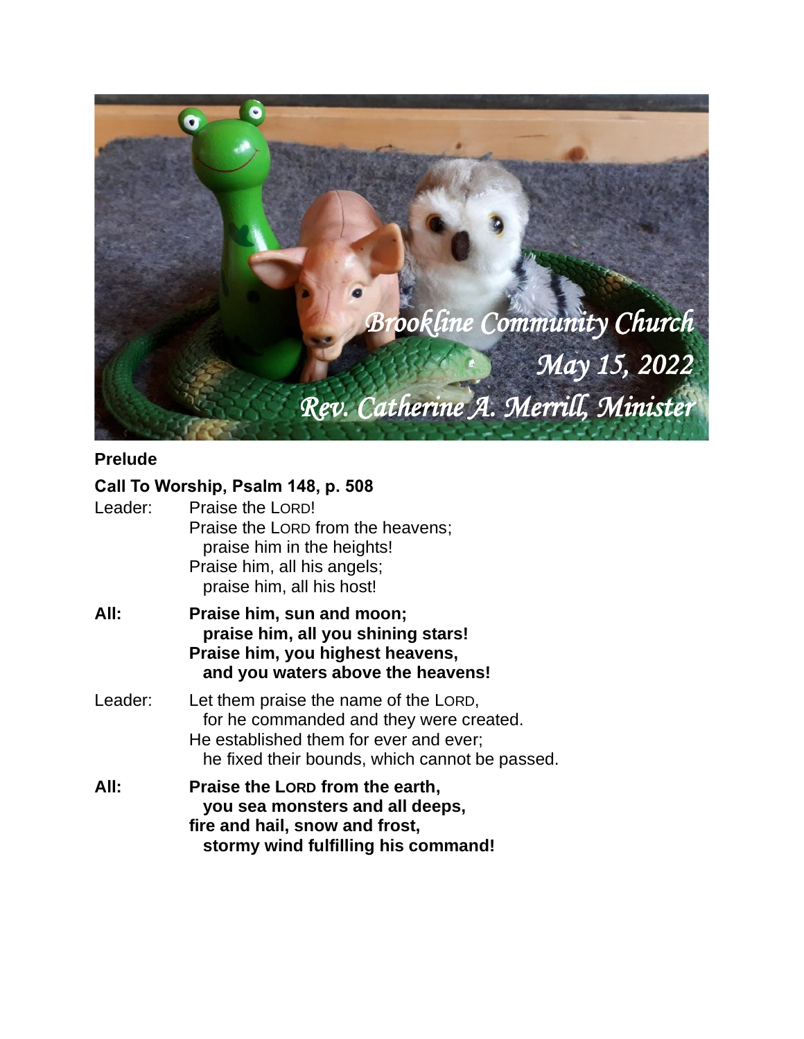Brookline Community Church
May 15, 2022
Rev. Catherine A. Merrill, Minister

**Prelude**

**Call To Worship, Psalm 148, p. 508**

Leader: Praise the LORD!
Praise the LORD from the heavens;
praise him in the heights!
Praise him, all his angels;
praise him, all his host!

**All: Praise him, sun and moon;**
**praise him, all you shining stars!**
**Praise him, you highest heavens,**
**and you waters above the heavens!**

Leader: Let them praise the name of the LORD,
for he commanded and they were created.
He established them for ever and ever;
he fixed their bounds, which cannot be passed.

**All: Praise the LORD from the earth,**
**you sea monsters and all deeps,**
**fire and hail, snow and frost,**
**stormy wind fulfilling his command!**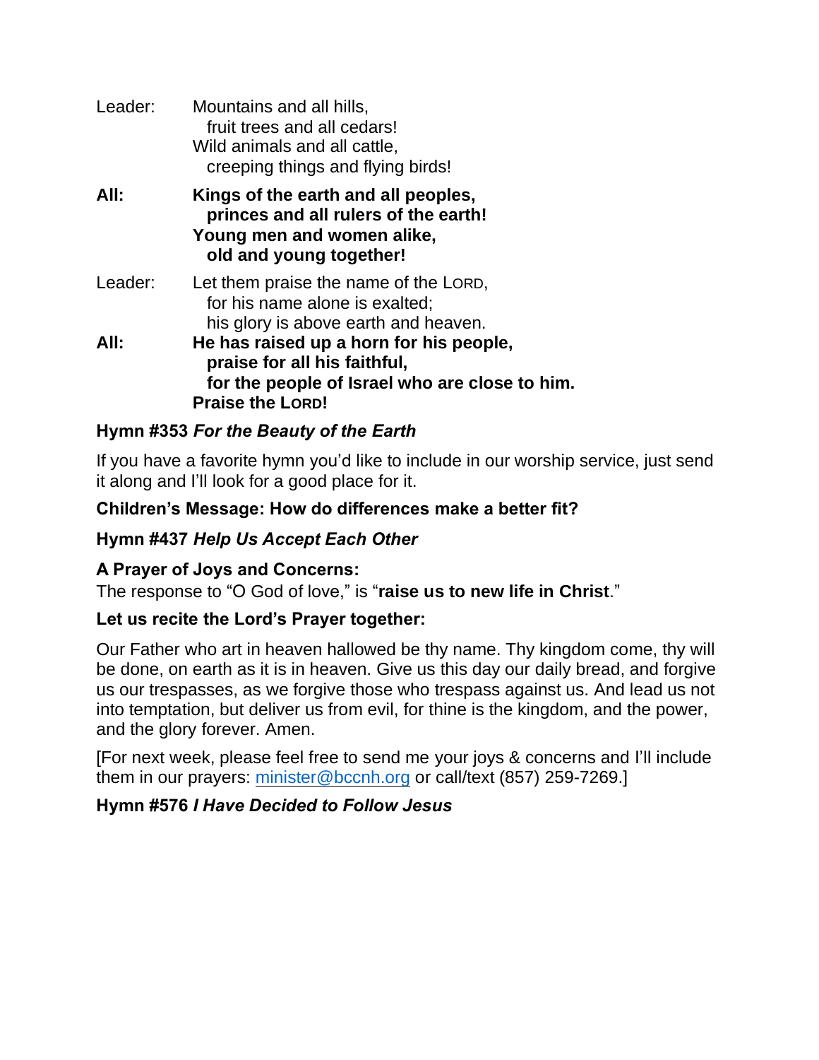Leader: Mountains and all hills,
  fruit trees and all cedars!
Wild animals and all cattle,
  creeping things and flying birds!

**All: Kings of the earth and all peoples,**
  **princes and all rulers of the earth!**
**Young men and women alike,**
  **old and young together!**

Leader: Let them praise the name of the LORD,
  for his name alone is exalted;
  his glory is above earth and heaven.

**All: He has raised up a horn for his people,**
  **praise for all his faithful,**
  **for the people of Israel who are close to him.**
**Praise the LORD!**

**Hymn #353 *For the Beauty of the Earth***

If you have a favorite hymn you'd like to include in our worship service, just send it along and I'll look for a good place for it.

**Children's Message: How do differences make a better fit?**

**Hymn #437 *Help Us Accept Each Other***

**A Prayer of Joys and Concerns:**
The response to "O God of love," is "**raise us to new life in Christ**."

**Let us recite the Lord's Prayer together:**

Our Father who art in heaven hallowed be thy name. Thy kingdom come, thy will be done, on earth as it is in heaven. Give us this day our daily bread, and forgive us our trespasses, as we forgive those who trespass against us. And lead us not into temptation, but deliver us from evil, for thine is the kingdom, and the power, and the glory forever. Amen.

[For next week, please feel free to send me your joys & concerns and I'll include them in our prayers: minister@bccnh.org or call/text (857) 259-7269.]

**Hymn #576 *I Have Decided to Follow Jesus***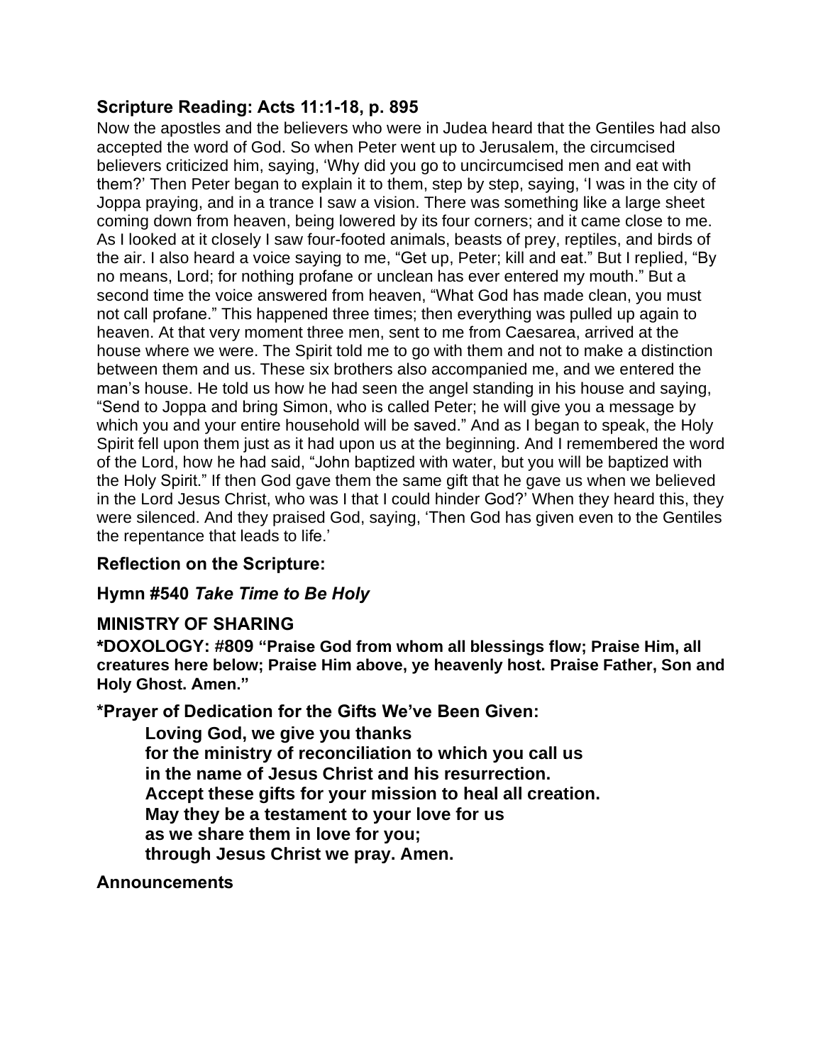### Scripture Reading: Acts 11:1-18, p. 895

Now the apostles and the believers who were in Judea heard that the Gentiles had also accepted the word of God. So when Peter went up to Jerusalem, the circumcised believers criticized him, saying, ‘Why did you go to uncircumcised men and eat with them?’ Then Peter began to explain it to them, step by step, saying, ‘I was in the city of Joppa praying, and in a trance I saw a vision. There was something like a large sheet coming down from heaven, being lowered by its four corners; and it came close to me. As I looked at it closely I saw four-footed animals, beasts of prey, reptiles, and birds of the air. I also heard a voice saying to me, “Get up, Peter; kill and eat.” But I replied, “By no means, Lord; for nothing profane or unclean has ever entered my mouth.” But a second time the voice answered from heaven, “What God has made clean, you must not call profane.” This happened three times; then everything was pulled up again to heaven. At that very moment three men, sent to me from Caesarea, arrived at the house where we were. The Spirit told me to go with them and not to make a distinction between them and us. These six brothers also accompanied me, and we entered the man’s house. He told us how he had seen the angel standing in his house and saying, “Send to Joppa and bring Simon, who is called Peter; he will give you a message by which you and your entire household will be saved.” And as I began to speak, the Holy Spirit fell upon them just as it had upon us at the beginning. And I remembered the word of the Lord, how he had said, “John baptized with water, but you will be baptized with the Holy Spirit.” If then God gave them the same gift that he gave us when we believed in the Lord Jesus Christ, who was I that I could hinder God?’ When they heard this, they were silenced. And they praised God, saying, ‘Then God has given even to the Gentiles the repentance that leads to life.’

### Reflection on the Scripture:

### Hymn #540 *Take Time to Be Holy*

### MINISTRY OF SHARING

**\*DOXOLOGY: #809 “Praise God from whom all blessings flow; Praise Him, all creatures here below; Praise Him above, ye heavenly host. Praise Father, Son and Holy Ghost. Amen.”**

**\*Prayer of Dedication for the Gifts We’ve Been Given:**

**Loving God, we give you thanks**
**for the ministry of reconciliation to which you call us**
**in the name of Jesus Christ and his resurrection.**
**Accept these gifts for your mission to heal all creation.**
**May they be a testament to your love for us**
**as we share them in love for you;**
**through Jesus Christ we pray. Amen.**

### Announcements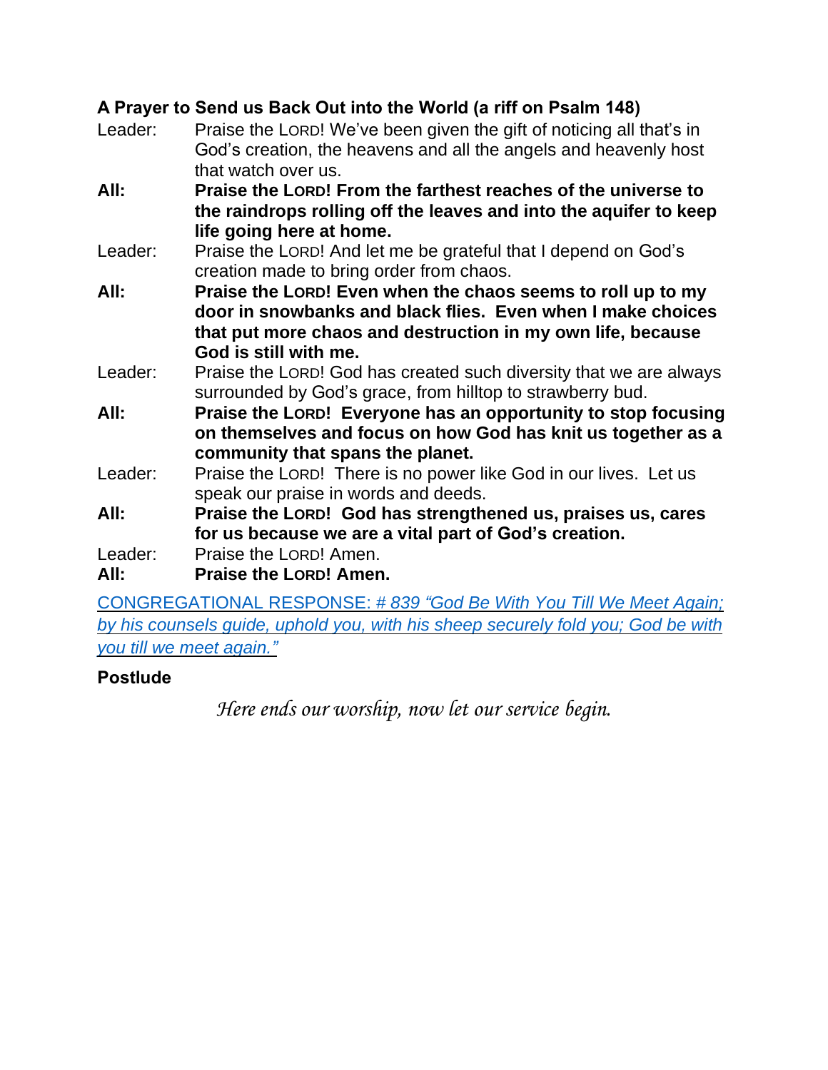**A Prayer to Send us Back Out into the World (a riff on Psalm 148)**

Leader: Praise the LORD! We've been given the gift of noticing all that's in God's creation, the heavens and all the angels and heavenly host that watch over us.

**All: Praise the LORD! From the farthest reaches of the universe to the raindrops rolling off the leaves and into the aquifer to keep life going here at home.**

Leader: Praise the LORD! And let me be grateful that I depend on God's creation made to bring order from chaos.

**All: Praise the LORD! Even when the chaos seems to roll up to my door in snowbanks and black flies. Even when I make choices that put more chaos and destruction in my own life, because God is still with me.**

Leader: Praise the LORD! God has created such diversity that we are always surrounded by God's grace, from hilltop to strawberry bud.

**All: Praise the LORD! Everyone has an opportunity to stop focusing on themselves and focus on how God has knit us together as a community that spans the planet.**

Leader: Praise the LORD! There is no power like God in our lives. Let us speak our praise in words and deeds.

**All: Praise the LORD! God has strengthened us, praises us, cares for us because we are a vital part of God's creation.**

Leader: Praise the LORD! Amen.

**All: Praise the LORD! Amen.**

CONGREGATIONAL RESPONSE: # *839 "God Be With You Till We Meet Again; by his counsels guide, uphold you, with his sheep securely fold you; God be with you till we meet again."*

**Postlude**

*Here ends our worship, now let our service begin.*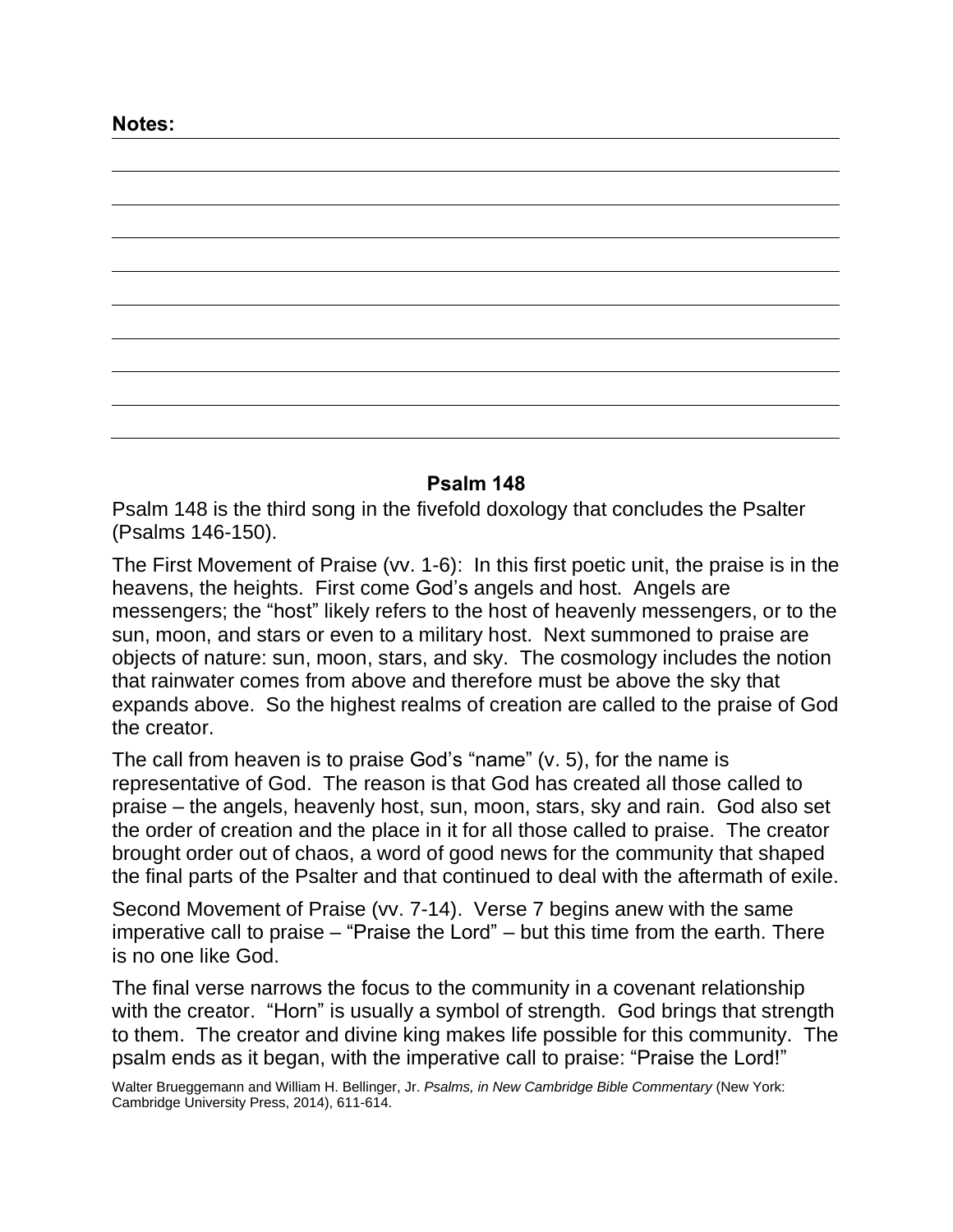**Notes:**

## Psalm 148

Psalm 148 is the third song in the fivefold doxology that concludes the Psalter (Psalms 146-150).

The First Movement of Praise (vv. 1-6): In this first poetic unit, the praise is in the heavens, the heights. First come God's angels and host. Angels are messengers; the "host" likely refers to the host of heavenly messengers, or to the sun, moon, and stars or even to a military host. Next summoned to praise are objects of nature: sun, moon, stars, and sky. The cosmology includes the notion that rainwater comes from above and therefore must be above the sky that expands above. So the highest realms of creation are called to the praise of God the creator.

The call from heaven is to praise God's "name" (v. 5), for the name is representative of God. The reason is that God has created all those called to praise – the angels, heavenly host, sun, moon, stars, sky and rain. God also set the order of creation and the place in it for all those called to praise. The creator brought order out of chaos, a word of good news for the community that shaped the final parts of the Psalter and that continued to deal with the aftermath of exile.

Second Movement of Praise (vv. 7-14). Verse 7 begins anew with the same imperative call to praise – "Praise the Lord" – but this time from the earth. There is no one like God.

The final verse narrows the focus to the community in a covenant relationship with the creator. "Horn" is usually a symbol of strength. God brings that strength to them. The creator and divine king makes life possible for this community. The psalm ends as it began, with the imperative call to praise: "Praise the Lord!"

Walter Brueggemann and William H. Bellinger, Jr. *Psalms, in New Cambridge Bible Commentary* (New York: Cambridge University Press, 2014), 611-614.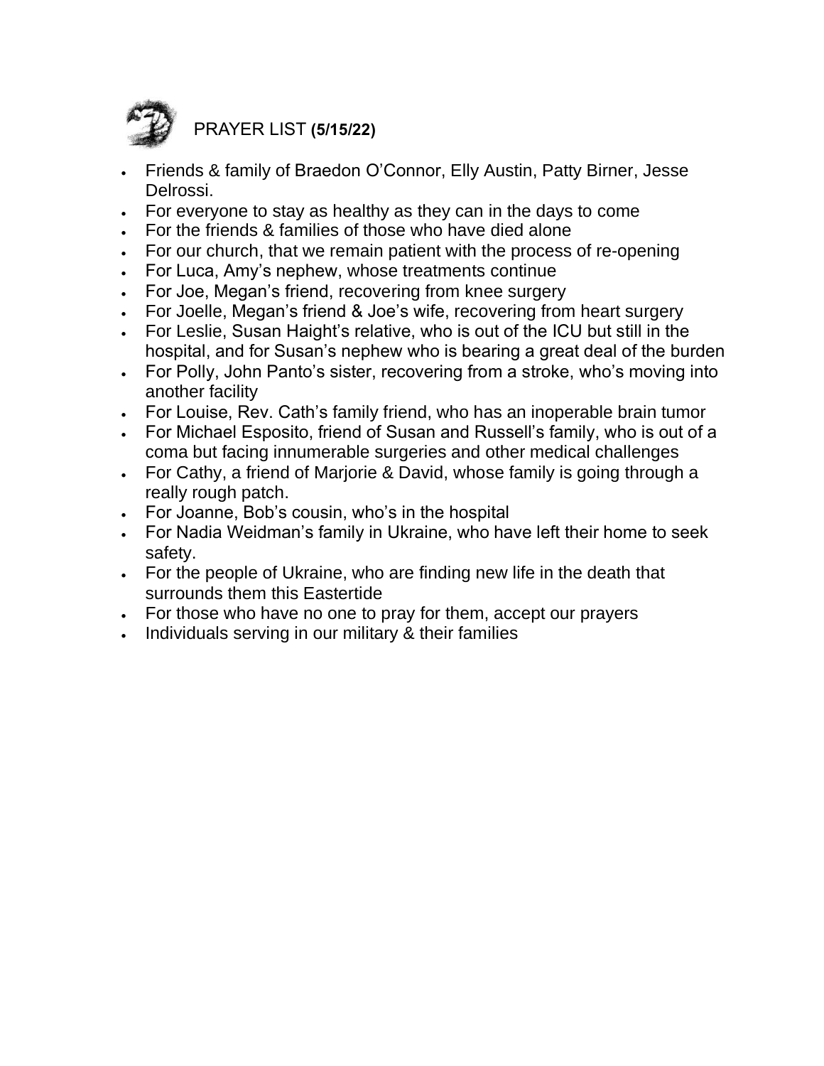## PRAYER LIST **(5/15/22)**

- Friends & family of Braedon O'Connor, Elly Austin, Patty Birner, Jesse Delrossi.
- For everyone to stay as healthy as they can in the days to come
- For the friends & families of those who have died alone
- For our church, that we remain patient with the process of re-opening
- For Luca, Amy's nephew, whose treatments continue
- For Joe, Megan's friend, recovering from knee surgery
- For Joelle, Megan's friend & Joe's wife, recovering from heart surgery
- For Leslie, Susan Haight's relative, who is out of the ICU but still in the hospital, and for Susan's nephew who is bearing a great deal of the burden
- For Polly, John Panto's sister, recovering from a stroke, who's moving into another facility
- For Louise, Rev. Cath's family friend, who has an inoperable brain tumor
- For Michael Esposito, friend of Susan and Russell's family, who is out of a coma but facing innumerable surgeries and other medical challenges
- For Cathy, a friend of Marjorie & David, whose family is going through a really rough patch.
- For Joanne, Bob's cousin, who's in the hospital
- For Nadia Weidman's family in Ukraine, who have left their home to seek safety.
- For the people of Ukraine, who are finding new life in the death that surrounds them this Eastertide
- For those who have no one to pray for them, accept our prayers
- Individuals serving in our military & their families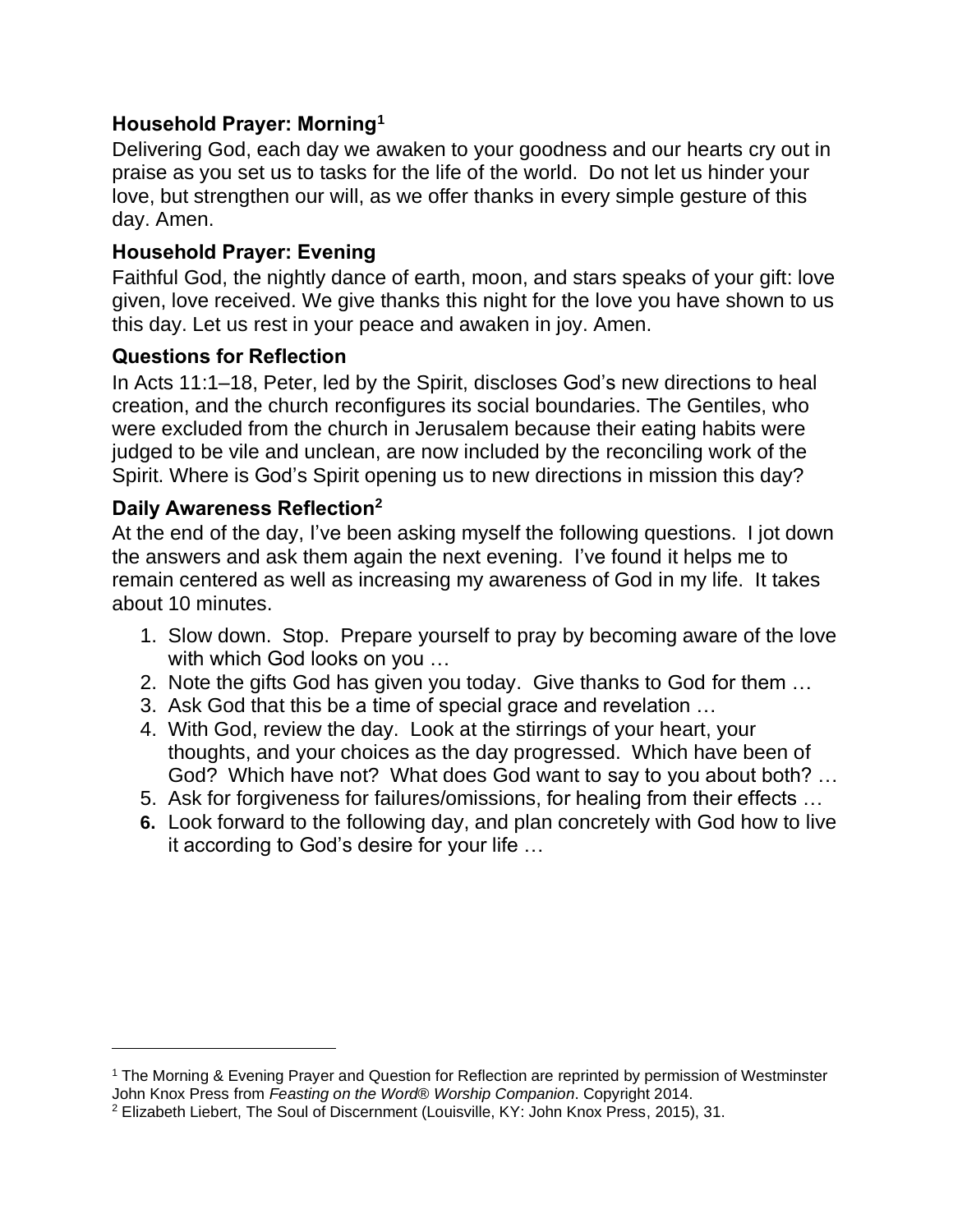### Household Prayer: Morning[1]

Delivering God, each day we awaken to your goodness and our hearts cry out in praise as you set us to tasks for the life of the world. Do not let us hinder your love, but strengthen our will, as we offer thanks in every simple gesture of this day. Amen.

### Household Prayer: Evening

Faithful God, the nightly dance of earth, moon, and stars speaks of your gift: love given, love received. We give thanks this night for the love you have shown to us this day. Let us rest in your peace and awaken in joy. Amen.

### Questions for Reflection

In Acts 11:1–18, Peter, led by the Spirit, discloses God's new directions to heal creation, and the church reconfigures its social boundaries. The Gentiles, who were excluded from the church in Jerusalem because their eating habits were judged to be vile and unclean, are now included by the reconciling work of the Spirit. Where is God's Spirit opening us to new directions in mission this day?

### Daily Awareness Reflection[2]

At the end of the day, I've been asking myself the following questions. I jot down the answers and ask them again the next evening. I've found it helps me to remain centered as well as increasing my awareness of God in my life. It takes about 10 minutes.

1. Slow down. Stop. Prepare yourself to pray by becoming aware of the love with which God looks on you …
2. Note the gifts God has given you today. Give thanks to God for them …
3. Ask God that this be a time of special grace and revelation …
4. With God, review the day. Look at the stirrings of your heart, your thoughts, and your choices as the day progressed. Which have been of God? Which have not? What does God want to say to you about both? …
5. Ask for forgiveness for failures/omissions, for healing from their effects …
6. Look forward to the following day, and plan concretely with God how to live it according to God's desire for your life …

---

[1] The Morning & Evening Prayer and Question for Reflection are reprinted by permission of Westminster John Knox Press from *Feasting on the Word® Worship Companion*. Copyright 2014.

[2] Elizabeth Liebert, The Soul of Discernment (Louisville, KY: John Knox Press, 2015), 31.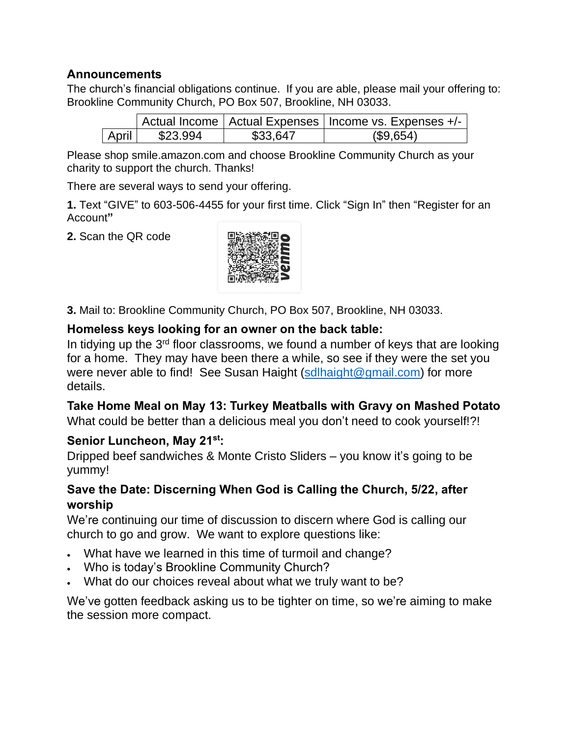**Announcements**

The church's financial obligations continue. If you are able, please mail your offering to: Brookline Community Church, PO Box 507, Brookline, NH 03033.

| | Actual Income | Actual Expenses | Income vs. Expenses +/- |
|---|---|---|---|
| April | $23.994 | $33,647 | ($9,654) |

Please shop smile.amazon.com and choose Brookline Community Church as your charity to support the church. Thanks!

There are several ways to send your offering.

**1.** Text "GIVE" to 603-506-4455 for your first time. Click "Sign In" then "Register for an Account**"**

**2.** Scan the QR code

**3.** Mail to: Brookline Community Church, PO Box 507, Brookline, NH 03033.

**Homeless keys looking for an owner on the back table:**

In tidying up the 3rd floor classrooms, we found a number of keys that are looking for a home. They may have been there a while, so see if they were the set you were never able to find! See Susan Haight (sdlhaight@gmail.com) for more details.

**Take Home Meal on May 13: Turkey Meatballs with Gravy on Mashed Potato**

What could be better than a delicious meal you don't need to cook yourself!?!

**Senior Luncheon, May 21st:**

Dripped beef sandwiches & Monte Cristo Sliders – you know it's going to be yummy!

**Save the Date: Discerning When God is Calling the Church, 5/22, after worship**

We're continuing our time of discussion to discern where God is calling our church to go and grow. We want to explore questions like:

- What have we learned in this time of turmoil and change?
- Who is today's Brookline Community Church?
- What do our choices reveal about what we truly want to be?

We've gotten feedback asking us to be tighter on time, so we're aiming to make the session more compact.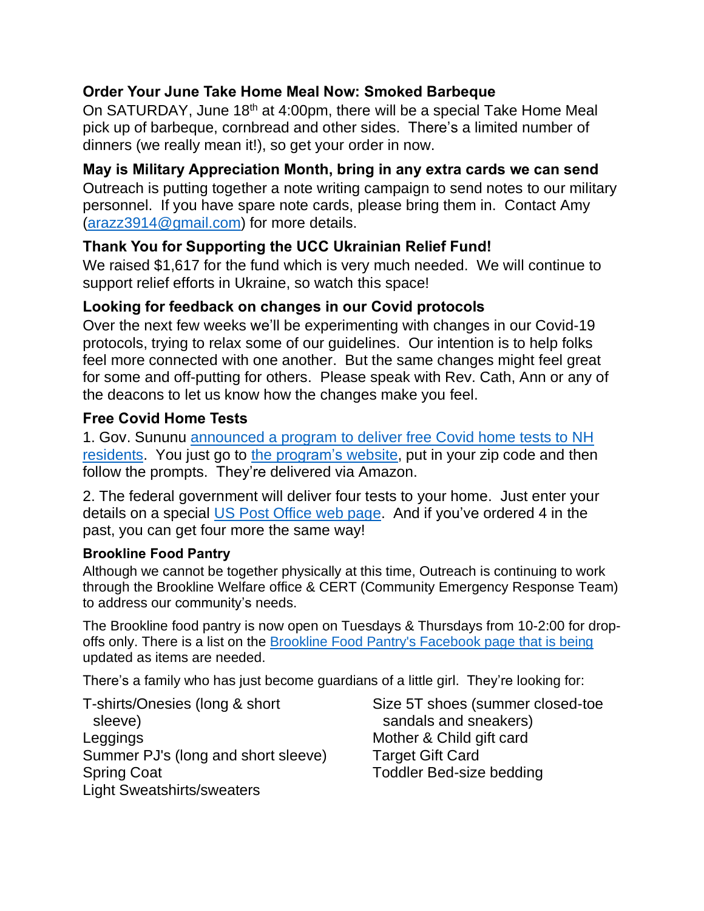### Order Your June Take Home Meal Now: Smoked Barbeque

On SATURDAY, June 18th at 4:00pm, there will be a special Take Home Meal pick up of barbeque, cornbread and other sides. There's a limited number of dinners (we really mean it!), so get your order in now.

### May is Military Appreciation Month, bring in any extra cards we can send

Outreach is putting together a note writing campaign to send notes to our military personnel. If you have spare note cards, please bring them in. Contact Amy (arazz3914@gmail.com) for more details.

### Thank You for Supporting the UCC Ukrainian Relief Fund!

We raised $1,617 for the fund which is very much needed. We will continue to support relief efforts in Ukraine, so watch this space!

### Looking for feedback on changes in our Covid protocols

Over the next few weeks we'll be experimenting with changes in our Covid-19 protocols, trying to relax some of our guidelines. Our intention is to help folks feel more connected with one another. But the same changes might feel great for some and off-putting for others. Please speak with Rev. Cath, Ann or any of the deacons to let us know how the changes make you feel.

### Free Covid Home Tests

1. Gov. Sununu announced a program to deliver free Covid home tests to NH residents. You just go to the program's website, put in your zip code and then follow the prompts. They're delivered via Amazon.

2. The federal government will deliver four tests to your home. Just enter your details on a special US Post Office web page. And if you've ordered 4 in the past, you can get four more the same way!

#### Brookline Food Pantry

Although we cannot be together physically at this time, Outreach is continuing to work through the Brookline Welfare office & CERT (Community Emergency Response Team) to address our community's needs.

The Brookline food pantry is now open on Tuesdays & Thursdays from 10-2:00 for drop-offs only. There is a list on the Brookline Food Pantry's Facebook page that is being updated as items are needed.

There's a family who has just become guardians of a little girl. They're looking for:

- T-shirts/Onesies (long & short sleeve)
- Leggings
- Summer PJ's (long and short sleeve)
- Spring Coat
- Light Sweatshirts/sweaters
- Size 5T shoes (summer closed-toe sandals and sneakers)
- Mother & Child gift card
- Target Gift Card
- Toddler Bed-size bedding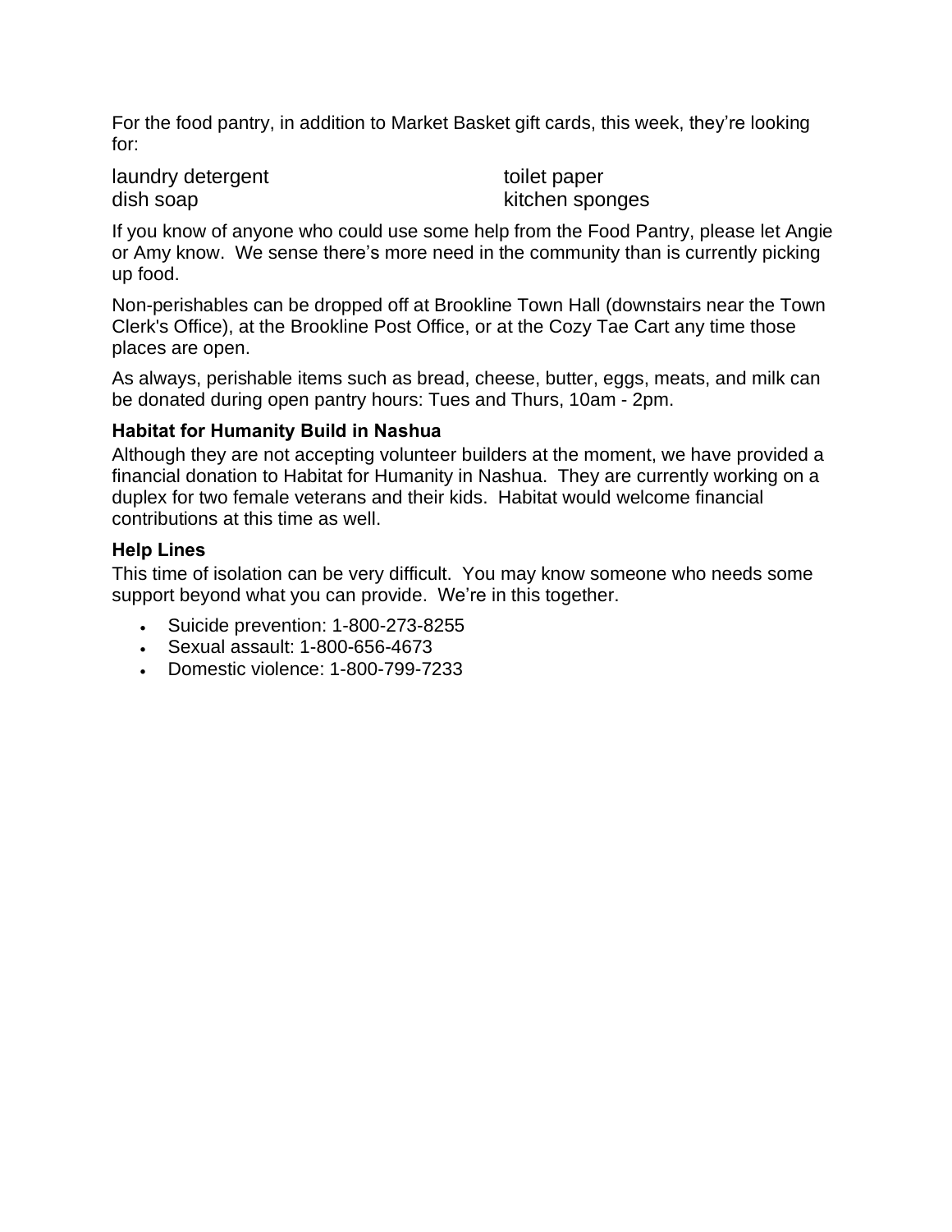For the food pantry, in addition to Market Basket gift cards, this week, they're looking for:

- laundry detergent
- dish soap
- toilet paper
- kitchen sponges

If you know of anyone who could use some help from the Food Pantry, please let Angie or Amy know. We sense there's more need in the community than is currently picking up food.

Non-perishables can be dropped off at Brookline Town Hall (downstairs near the Town Clerk's Office), at the Brookline Post Office, or at the Cozy Tae Cart any time those places are open.

As always, perishable items such as bread, cheese, butter, eggs, meats, and milk can be donated during open pantry hours: Tues and Thurs, 10am - 2pm.

**Habitat for Humanity Build in Nashua**

Although they are not accepting volunteer builders at the moment, we have provided a financial donation to Habitat for Humanity in Nashua. They are currently working on a duplex for two female veterans and their kids. Habitat would welcome financial contributions at this time as well.

**Help Lines**

This time of isolation can be very difficult. You may know someone who needs some support beyond what you can provide. We're in this together.

- Suicide prevention: 1-800-273-8255
- Sexual assault: 1-800-656-4673
- Domestic violence: 1-800-799-7233